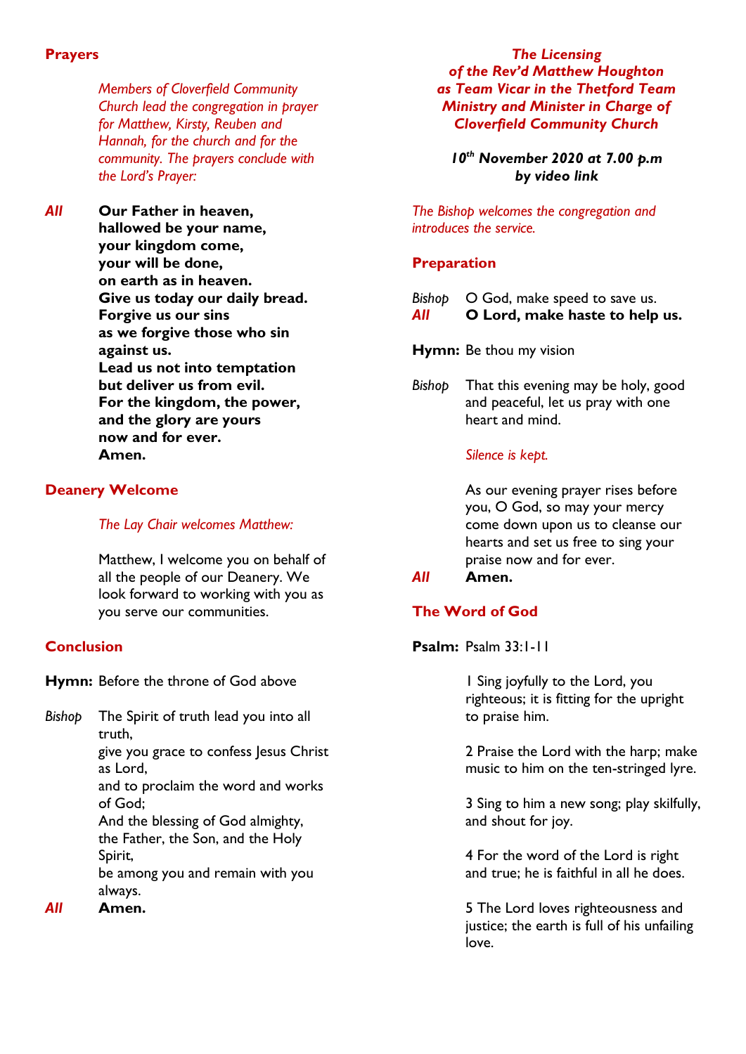## Prayers

*Members of Cloverfield Community Church lead the congregation in prayer for Matthew, Kirsty, Reuben and Hannah, for the church and for the community. The prayers conclude with the Lord's Prayer:*

***All*** **Our Father in heaven,**
**hallowed be your name,**
**your kingdom come,**
**your will be done,**
**on earth as in heaven.**
**Give us today our daily bread.**
**Forgive us our sins**
**as we forgive those who sin against us.**
**Lead us not into temptation**
**but deliver us from evil.**
**For the kingdom, the power,**
**and the glory are yours**
**now and for ever.**
**Amen.**

## Deanery Welcome

*The Lay Chair welcomes Matthew:*

Matthew, I welcome you on behalf of all the people of our Deanery. We look forward to working with you as you serve our communities.

## Conclusion

**Hymn:** Before the throne of God above

*Bishop* The Spirit of truth lead you into all truth,
give you grace to confess Jesus Christ as Lord,
and to proclaim the word and works of God;
And the blessing of God almighty,
the Father, the Son, and the Holy Spirit,
be among you and remain with you always.

***All*** **Amen.**

# *The Licensing of the Rev'd Matthew Houghton as Team Vicar in the Thetford Team Ministry and Minister in Charge of Cloverfield Community Church*

***10th November 2020 at 7.00 p.m by video link***

*The Bishop welcomes the congregation and introduces the service.*

## Preparation

*Bishop* O God, make speed to save us.

***All*** **O Lord, make haste to help us.**

**Hymn:** Be thou my vision

*Bishop* That this evening may be holy, good and peaceful, let us pray with one heart and mind.

*Silence is kept.*

As our evening prayer rises before you, O God, so may your mercy come down upon us to cleanse our hearts and set us free to sing your praise now and for ever.

***All*** **Amen.**

## The Word of God

**Psalm:** Psalm 33:1-11

1 Sing joyfully to the Lord, you righteous; it is fitting for the upright to praise him.

2 Praise the Lord with the harp; make music to him on the ten-stringed lyre.

3 Sing to him a new song; play skilfully, and shout for joy.

4 For the word of the Lord is right and true; he is faithful in all he does.

5 The Lord loves righteousness and justice; the earth is full of his unfailing love.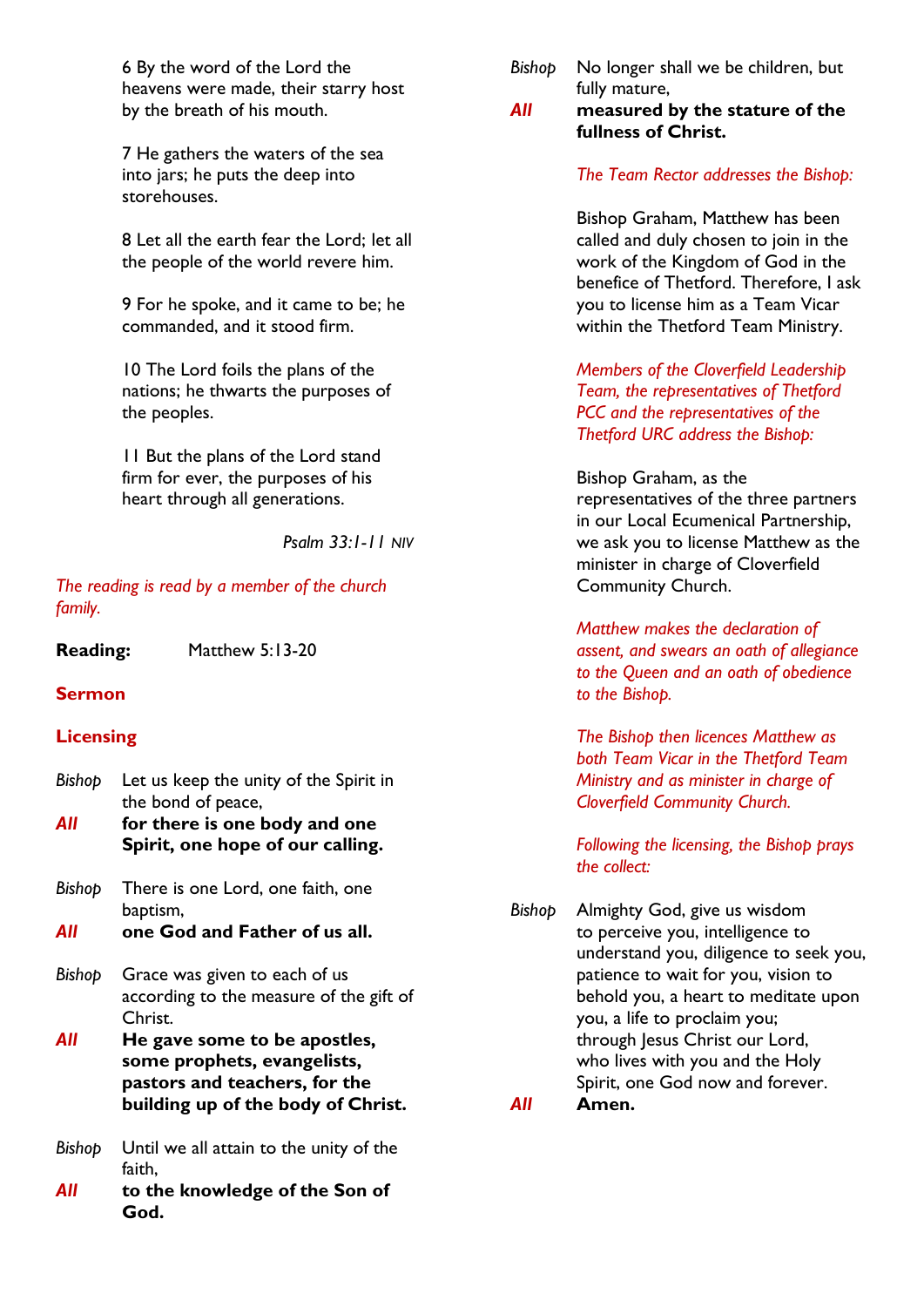6 By the word of the Lord the heavens were made, their starry host by the breath of his mouth.

7 He gathers the waters of the sea into jars; he puts the deep into storehouses.

8 Let all the earth fear the Lord; let all the people of the world revere him.

9 For he spoke, and it came to be; he commanded, and it stood firm.

10 The Lord foils the plans of the nations; he thwarts the purposes of the peoples.

11 But the plans of the Lord stand firm for ever, the purposes of his heart through all generations.

*Psalm 33:1-11 NIV*

*The reading is read by a member of the church family.*

**Reading:** Matthew 5:13-20

## Sermon

## Licensing

*Bishop* Let us keep the unity of the Spirit in the bond of peace,
***All*** **for there is one body and one Spirit, one hope of our calling.**

*Bishop* There is one Lord, one faith, one baptism,
***All*** **one God and Father of us all.**

*Bishop* Grace was given to each of us according to the measure of the gift of Christ.
***All*** **He gave some to be apostles, some prophets, evangelists, pastors and teachers, for the building up of the body of Christ.**

*Bishop* Until we all attain to the unity of the faith,
***All*** **to the knowledge of the Son of God.**

*Bishop* No longer shall we be children, but fully mature,
***All*** **measured by the stature of the fullness of Christ.**

*The Team Rector addresses the Bishop:*

Bishop Graham, Matthew has been called and duly chosen to join in the work of the Kingdom of God in the benefice of Thetford. Therefore, I ask you to license him as a Team Vicar within the Thetford Team Ministry.

*Members of the Cloverfield Leadership Team, the representatives of Thetford PCC and the representatives of the Thetford URC address the Bishop:*

Bishop Graham, as the representatives of the three partners in our Local Ecumenical Partnership, we ask you to license Matthew as the minister in charge of Cloverfield Community Church.

*Matthew makes the declaration of assent, and swears an oath of allegiance to the Queen and an oath of obedience to the Bishop.*

*The Bishop then licences Matthew as both Team Vicar in the Thetford Team Ministry and as minister in charge of Cloverfield Community Church.*

*Following the licensing, the Bishop prays the collect:*

*Bishop* Almighty God, give us wisdom to perceive you, intelligence to understand you, diligence to seek you, patience to wait for you, vision to behold you, a heart to meditate upon you, a life to proclaim you; through Jesus Christ our Lord, who lives with you and the Holy Spirit, one God now and forever.
***All*** **Amen.**